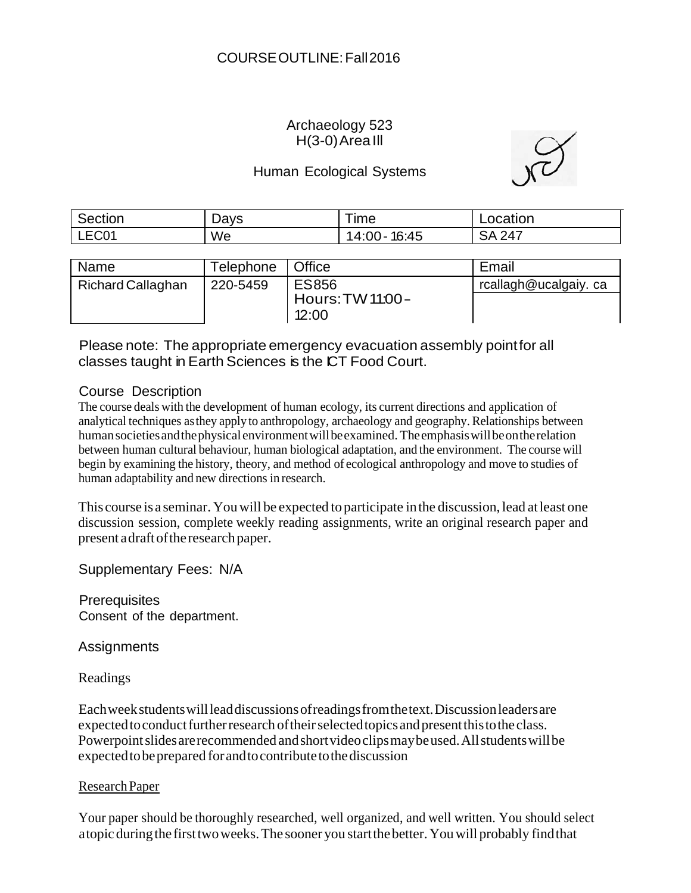COURSE OUTLINE: Fall 2016

# Archaeology 523
H(3-0) Area III

## Human Ecological Systems

| Section | Days | Time | Location |
| --- | --- | --- | --- |
| LEC01 | We | 14:00 - 16:45 | SA 247 |

| Name | Telephone | Office | Email |
| --- | --- | --- | --- |
| Richard Callaghan | 220-5459 | ES856 Hours: TW 11:00 – 12:00 | rcallagh@ucalgaiy. ca |

Please note: The appropriate emergency evacuation assembly point for all classes taught in Earth Sciences is the ICT Food Court.

## Course Description

The course deals with the development of human ecology, its current directions and application of analytical techniques as they apply to anthropology, archaeology and geography. Relationships between human societies and the physical environment will be examined. The emphasis will be on the relation between human cultural behaviour, human biological adaptation, and the environment. The course will begin by examining the history, theory, and method of ecological anthropology and move to studies of human adaptability and new directions in research.

This course is a seminar. You will be expected to participate in the discussion, lead at least one discussion session, complete weekly reading assignments, write an original research paper and present a draft of the research paper.

Supplementary Fees: N/A

## Prerequisites

Consent of the department.

## Assignments

### Readings

Each week students will lead discussions of readings from the text. Discussion leaders are expected to conduct further research of their selected topics and present this to the class. Powerpoint slides are recommended and short video clips may be used. All students will be expected to be prepared for and to contribute to the discussion

### Research Paper

Your paper should be thoroughly researched, well organized, and well written. You should select a topic during the first two weeks. The sooner you start the better. You will probably find that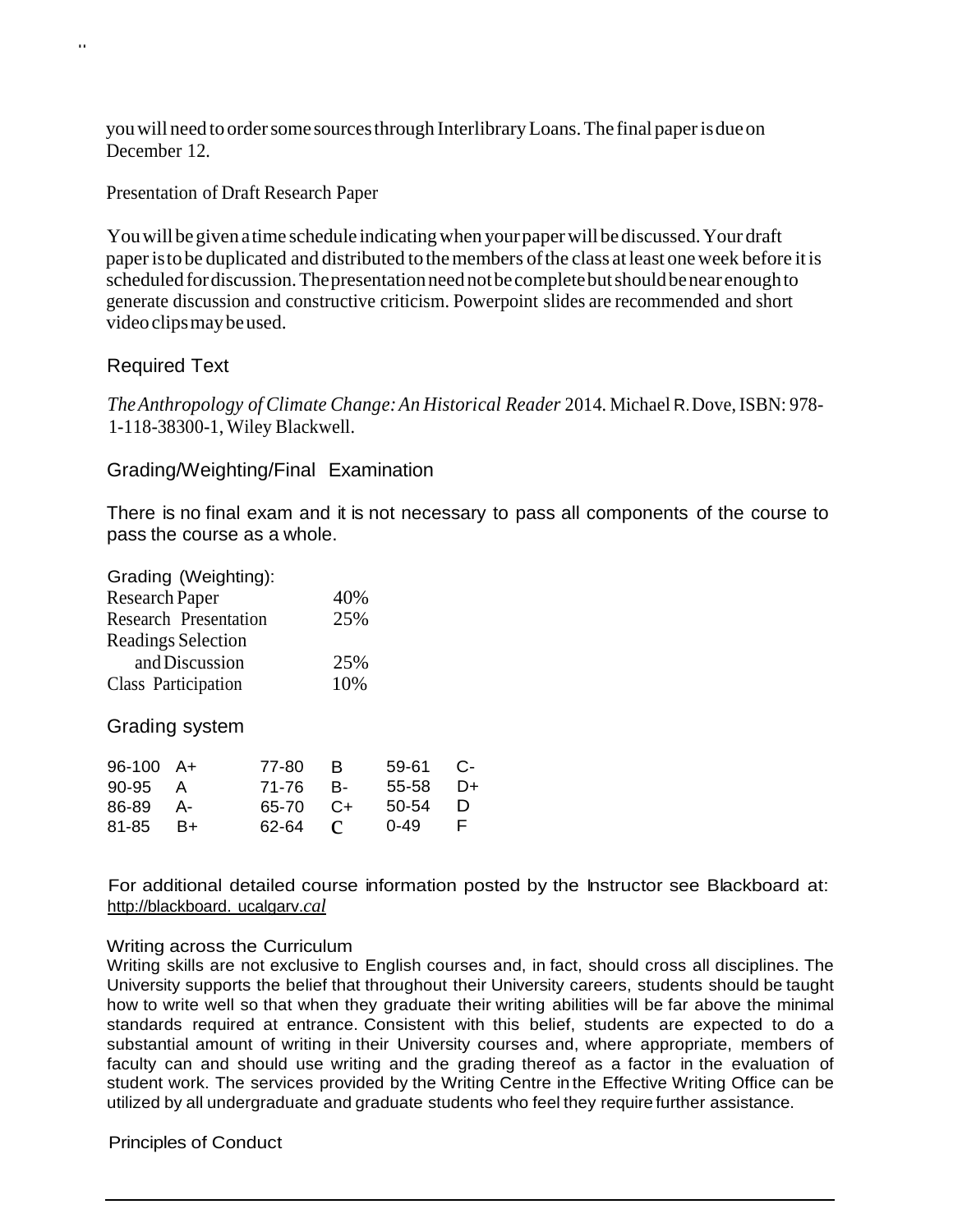you will need to order some sources through Interlibrary Loans. The final paper is due on December 12.

Presentation of Draft Research Paper

You will be given a time schedule indicating when your paper will be discussed. Your draft paper is to be duplicated and distributed to the members of the class at least one week before it is scheduled for discussion. The presentation need not be complete but should be near enough to generate discussion and constructive criticism. Powerpoint slides are recommended and short video clips may be used.

## Required Text

*The Anthropology of Climate Change: An Historical Reader* 2014. Michael R. Dove, ISBN: 978-1-118-38300-1, Wiley Blackwell.

## Grading/Weighting/Final Examination

There is no final exam and it is not necessary to pass all components of the course to pass the course as a whole.

| Grading (Weighting): | |
|---|---|
| Research Paper | 40% |
| Research Presentation | 25% |
| Readings Selection and Discussion | 25% |
| Class Participation | 10% |

## Grading system

| | | | | | |
|---|---|---|---|---|---|
| 96-100 | A+ | 77-80 | B | 59-61 | C- |
| 90-95 | A | 71-76 | B- | 55-58 | D+ |
| 86-89 | A- | 65-70 | C+ | 50-54 | D |
| 81-85 | B+ | 62-64 | C | 0-49 | F |

For additional detailed course information posted by the Instructor see Blackboard at: http://blackboard. ucalgarv.cal

### Writing across the Curriculum

Writing skills are not exclusive to English courses and, in fact, should cross all disciplines. The University supports the belief that throughout their University careers, students should be taught how to write well so that when they graduate their writing abilities will be far above the minimal standards required at entrance. Consistent with this belief, students are expected to do a substantial amount of writing in their University courses and, where appropriate, members of faculty can and should use writing and the grading thereof as a factor in the evaluation of student work. The services provided by the Writing Centre in the Effective Writing Office can be utilized by all undergraduate and graduate students who feel they require further assistance.

### Principles of Conduct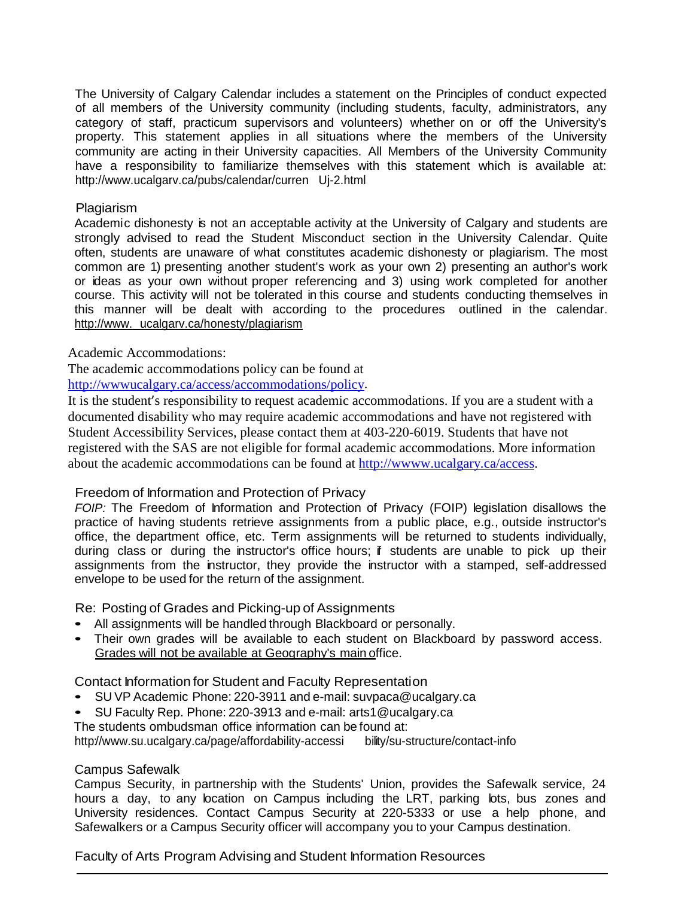The University of Calgary Calendar includes a statement on the Principles of conduct expected of all members of the University community (including students, faculty, administrators, any category of staff, practicum supervisors and volunteers) whether on or off the University's property. This statement applies in all situations where the members of the University community are acting in their University capacities. All Members of the University Community have a responsibility to familiarize themselves with this statement which is available at: http://www.ucalgarv.ca/pubs/calendar/curren Uj-2.html

## Plagiarism

Academic dishonesty is not an acceptable activity at the University of Calgary and students are strongly advised to read the Student Misconduct section in the University Calendar. Quite often, students are unaware of what constitutes academic dishonesty or plagiarism. The most common are 1) presenting another student's work as your own 2) presenting an author's work or ideas as your own without proper referencing and 3) using work completed for another course. This activity will not be tolerated in this course and students conducting themselves in this manner will be dealt with according to the procedures outlined in the calendar. http://www. ucalgarv.ca/honesty/plagiarism

## Academic Accommodations:

The academic accommodations policy can be found at http://wwwucalgary.ca/access/accommodations/policy.

It is the student's responsibility to request academic accommodations. If you are a student with a documented disability who may require academic accommodations and have not registered with Student Accessibility Services, please contact them at 403-220-6019. Students that have not registered with the SAS are not eligible for formal academic accommodations. More information about the academic accommodations can be found at http://wwww.ucalgary.ca/access.

## Freedom of Information and Protection of Privacy

*FOIP:* The Freedom of Information and Protection of Privacy (FOIP) legislation disallows the practice of having students retrieve assignments from a public place, e.g., outside instructor's office, the department office, etc. Term assignments will be returned to students individually, during class or during the instructor's office hours; if students are unable to pick up their assignments from the instructor, they provide the instructor with a stamped, self-addressed envelope to be used for the return of the assignment.

## Re: Posting of Grades and Picking-up of Assignments

- All assignments will be handled through Blackboard or personally.
- Their own grades will be available to each student on Blackboard by password access. Grades will not be available at Geography's main office.

## Contact Information for Student and Faculty Representation

- SU VP Academic Phone: 220-3911 and e-mail: suvpaca@ucalgary.ca
- SU Faculty Rep. Phone: 220-3913 and e-mail: arts1@ucalgary.ca

The students ombudsman office information can be found at:
http://www.su.ucalgary.ca/page/affordability-accessi bility/su-structure/contact-info

## Campus Safewalk

Campus Security, in partnership with the Students' Union, provides the Safewalk service, 24 hours a day, to any location on Campus including the LRT, parking lots, bus zones and University residences. Contact Campus Security at 220-5333 or use a help phone, and Safewalkers or a Campus Security officer will accompany you to your Campus destination.

## Faculty of Arts Program Advising and Student Information Resources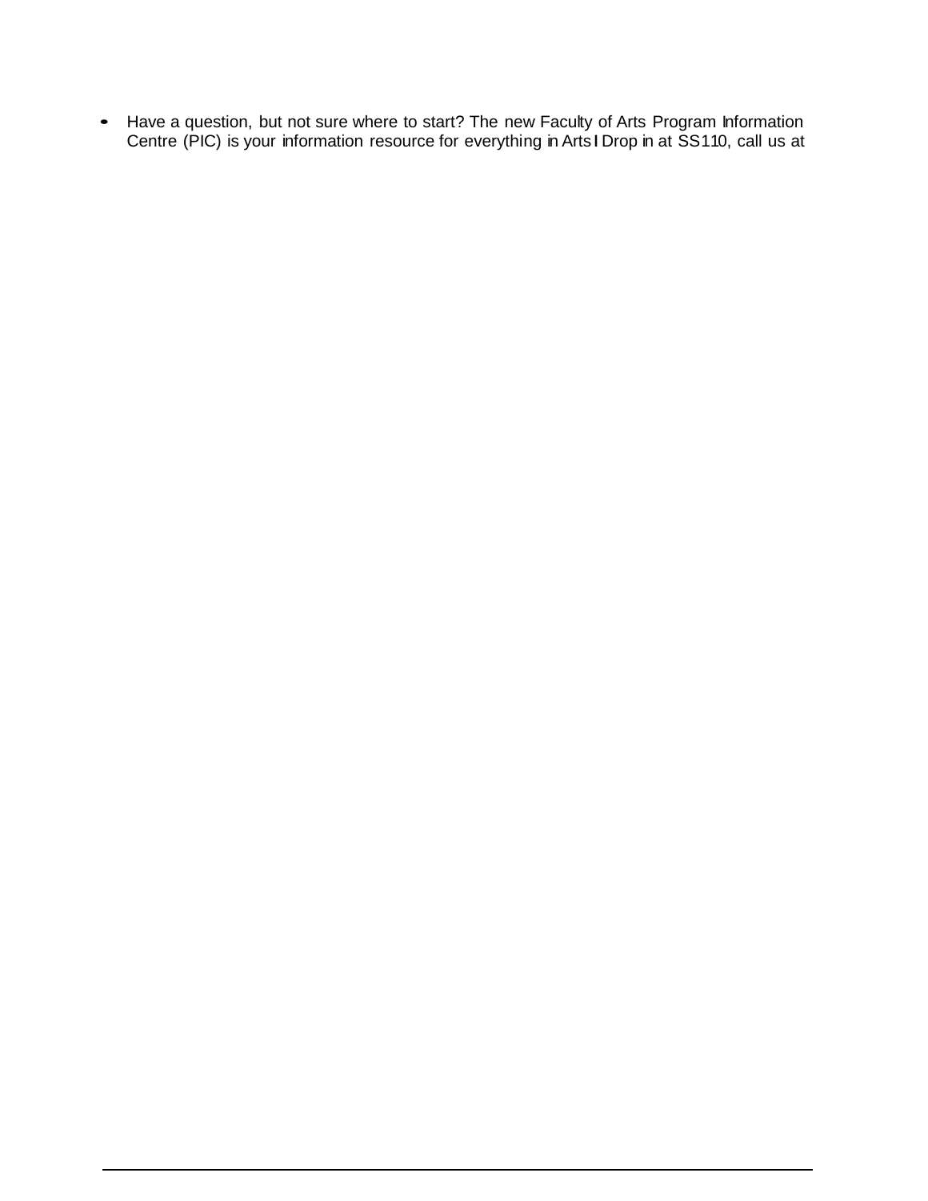- Have a question, but not sure where to start? The new Faculty of Arts Program Information Centre (PIC) is your information resource for everything in Arts ! Drop in at SS110, call us at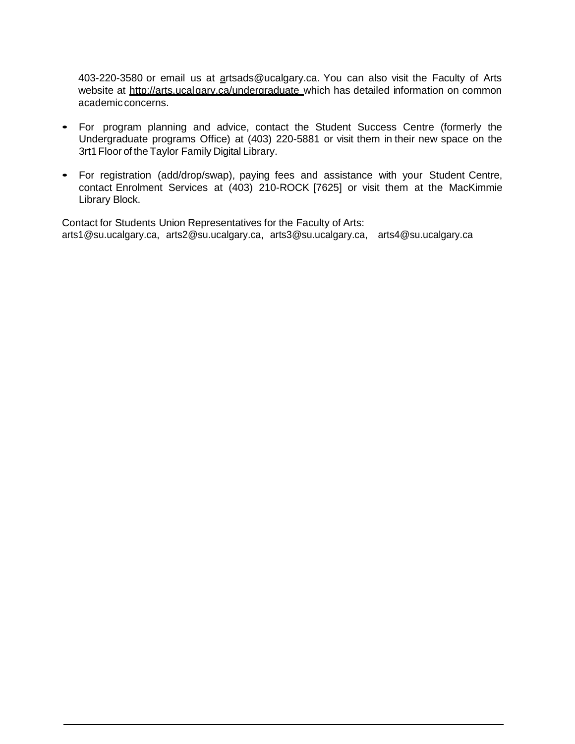403-220-3580 or email us at artsads@ucalgary.ca. You can also visit the Faculty of Arts website at http://arts.ucalgary.ca/undergraduate which has detailed information on common academic concerns.

- For program planning and advice, contact the Student Success Centre (formerly the Undergraduate programs Office) at (403) 220-5881 or visit them in their new space on the 3rt1 Floor of the Taylor Family Digital Library.
- For registration (add/drop/swap), paying fees and assistance with your Student Centre, contact Enrolment Services at (403) 210-ROCK [7625] or visit them at the MacKimmie Library Block.

Contact for Students Union Representatives for the Faculty of Arts:
arts1@su.ucalgary.ca, arts2@su.ucalgary.ca, arts3@su.ucalgary.ca, arts4@su.ucalgary.ca